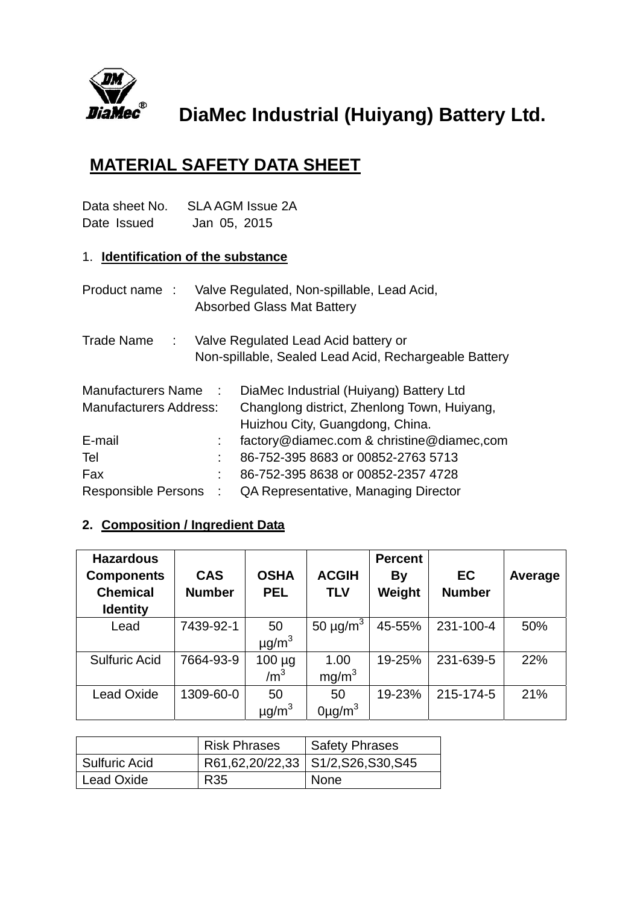**DiaMec Industrial (Huiyang) Battery Ltd.**

# MATERIAL SAFETY DATA SHEET

Data sheet No. SLA AGM Issue 2A
Date Issued Jan 05, 2015

## 1. Identification of the substance

Product name : Valve Regulated, Non-spillable, Lead Acid, Absorbed Glass Mat Battery

Trade Name : Valve Regulated Lead Acid battery or Non-spillable, Sealed Lead Acid, Rechargeable Battery

Manufacturers Name : DiaMec Industrial (Huiyang) Battery Ltd
Manufacturers Address: Changlong district, Zhenlong Town, Huiyang, Huizhou City, Guangdong, China.
E-mail : factory@diamec.com & christine@diamec,com
Tel : 86-752-395 8683 or 00852-2763 5713
Fax : 86-752-395 8638 or 00852-2357 4728
Responsible Persons : QA Representative, Managing Director

## 2. Composition / Ingredient Data

| Hazardous Components Chemical Identity | CAS Number | OSHA PEL | ACGIH TLV | Percent By Weight | EC Number | Average |
|---|---|---|---|---|---|---|
| Lead | 7439-92-1 | 50 $\mu g/m^3$ | 50 $\mu g/m^3$ | 45-55% | 231-100-4 | 50% |
| Sulfuric Acid | 7664-93-9 | 100 $\mu g/m^3$ | 1.00 $mg/m^3$ | 19-25% | 231-639-5 | 22% |
| Lead Oxide | 1309-60-0 | 50 $\mu g/m^3$ | 50 0$\mu g/m^3$ | 19-23% | 215-174-5 | 21% |

| | Risk Phrases | Safety Phrases |
|---|---|---|
| Sulfuric Acid | R61,62,20/22,33 | S1/2,S26,S30,S45 |
| Lead Oxide | R35 | None |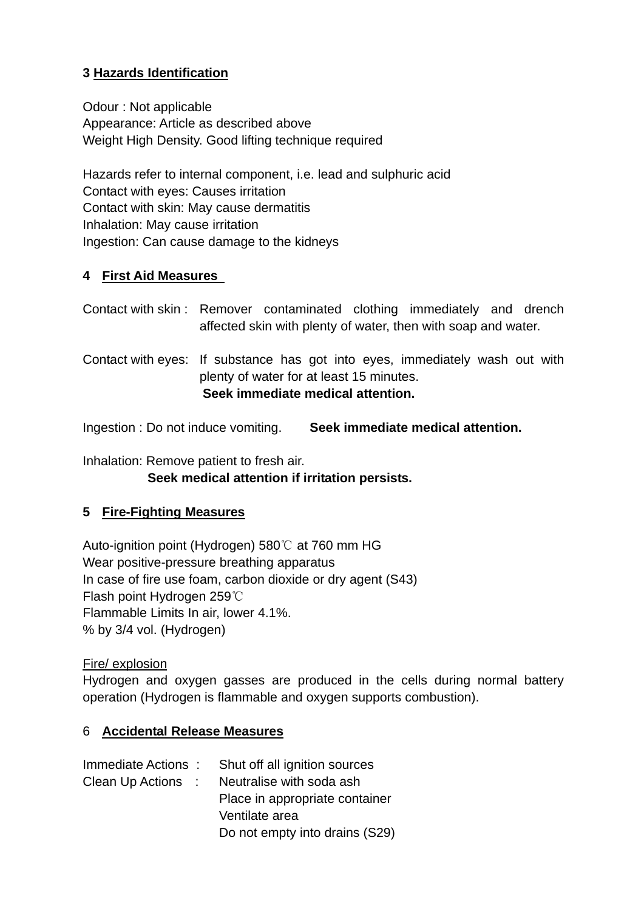## 3 Hazards Identification

Odour : Not applicable
Appearance: Article as described above
Weight High Density. Good lifting technique required

Hazards refer to internal component, i.e. lead and sulphuric acid
Contact with eyes: Causes irritation
Contact with skin: May cause dermatitis
Inhalation: May cause irritation
Ingestion: Can cause damage to the kidneys

## 4 First Aid Measures

Contact with skin : Remover contaminated clothing immediately and drench affected skin with plenty of water, then with soap and water.

Contact with eyes: If substance has got into eyes, immediately wash out with plenty of water for at least 15 minutes.
**Seek immediate medical attention.**

Ingestion : Do not induce vomiting. **Seek immediate medical attention.**

Inhalation: Remove patient to fresh air.
**Seek medical attention if irritation persists.**

## 5 Fire-Fighting Measures

Auto-ignition point (Hydrogen) 580℃ at 760 mm HG
Wear positive-pressure breathing apparatus
In case of fire use foam, carbon dioxide or dry agent (S43)
Flash point Hydrogen 259℃
Flammable Limits In air, lower 4.1%.
% by 3/4 vol. (Hydrogen)

Fire/ explosion
Hydrogen and oxygen gasses are produced in the cells during normal battery operation (Hydrogen is flammable and oxygen supports combustion).

## 6 Accidental Release Measures

Immediate Actions : Shut off all ignition sources
Clean Up Actions : Neutralise with soda ash
Place in appropriate container
Ventilate area
Do not empty into drains (S29)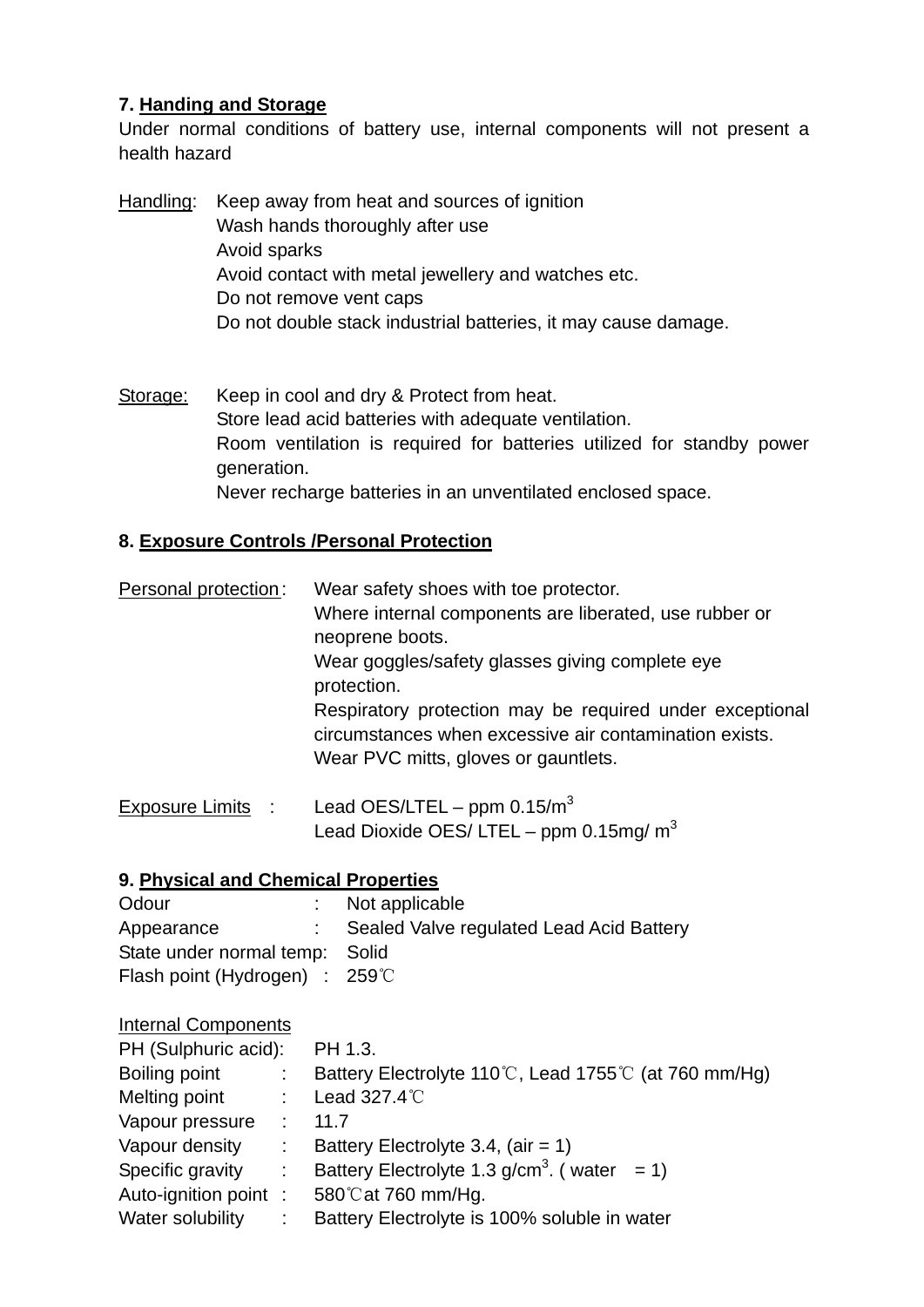## 7. Handing and Storage

Under normal conditions of battery use, internal components will not present a health hazard

Handling:
- Keep away from heat and sources of ignition
- Wash hands thoroughly after use
- Avoid sparks
- Avoid contact with metal jewellery and watches etc.
- Do not remove vent caps
- Do not double stack industrial batteries, it may cause damage.

Storage:
- Keep in cool and dry & Protect from heat.
- Store lead acid batteries with adequate ventilation.
- Room ventilation is required for batteries utilized for standby power generation.
- Never recharge batteries in an unventilated enclosed space.

## 8. Exposure Controls /Personal Protection

Personal protection:
- Wear safety shoes with toe protector.
- Where internal components are liberated, use rubber or neoprene boots.
- Wear goggles/safety glasses giving complete eye protection.
- Respiratory protection may be required under exceptional circumstances when excessive air contamination exists.
- Wear PVC mitts, gloves or gauntlets.

Exposure Limits :
- Lead OES/LTEL – ppm 0.15/$m^3$
- Lead Dioxide OES/ LTEL – ppm 0.15mg/ $m^3$

## 9. Physical and Chemical Properties

| | |
|---|---|
| Odour | : Not applicable |
| Appearance | : Sealed Valve regulated Lead Acid Battery |
| State under normal temp: | Solid |
| Flash point (Hydrogen) | : 259℃ |

Internal Components

| | |
|---|---|
| PH (Sulphuric acid): | PH 1.3. |
| Boiling point : | Battery Electrolyte 110℃, Lead 1755℃ (at 760 mm/Hg) |
| Melting point : | Lead 327.4℃ |
| Vapour pressure : | 11.7 |
| Vapour density : | Battery Electrolyte 3.4, (air = 1) |
| Specific gravity : | Battery Electrolyte 1.3 g/$cm^3$. ( water = 1) |
| Auto-ignition point : | 580℃at 760 mm/Hg. |
| Water solubility : | Battery Electrolyte is 100% soluble in water |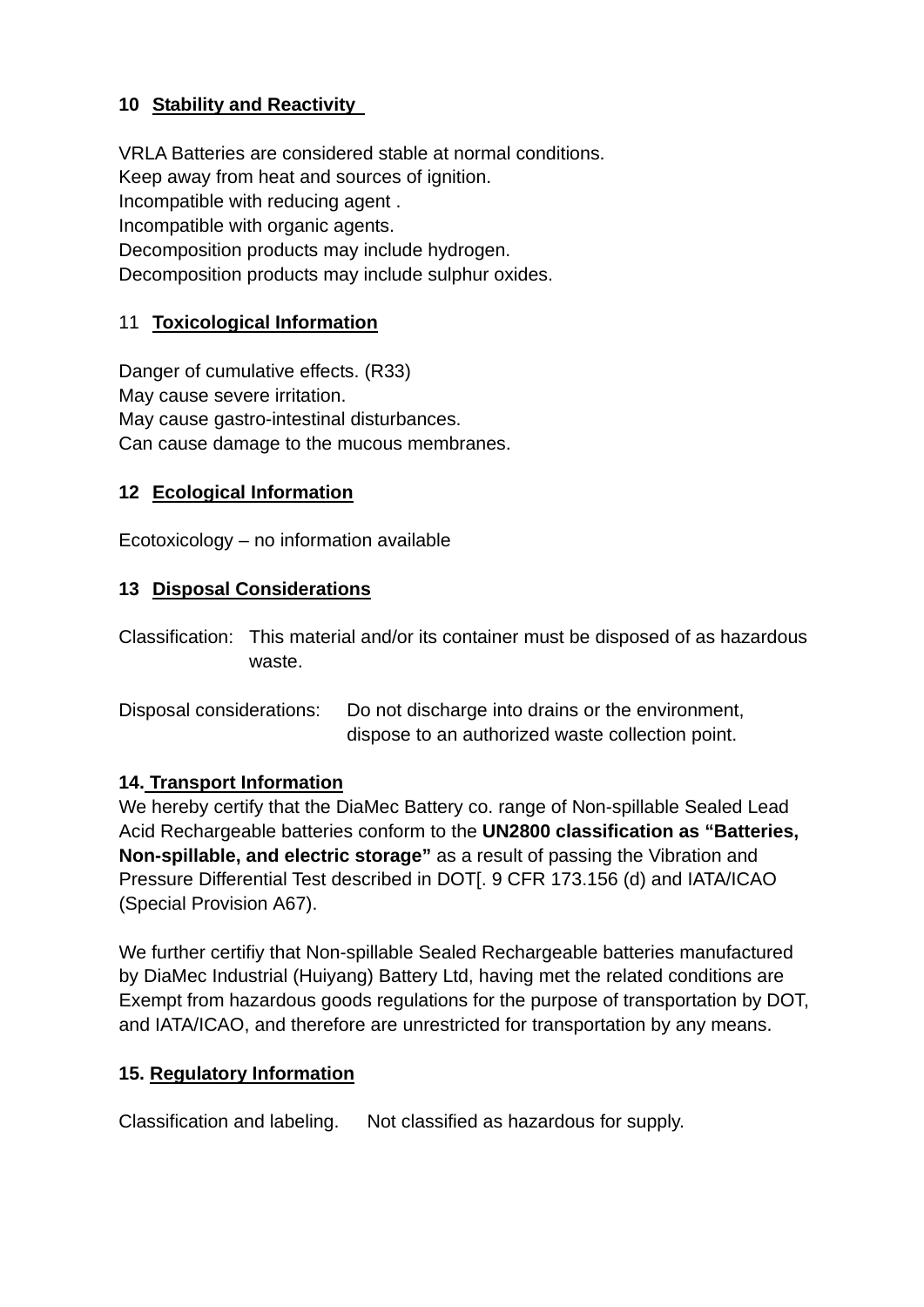## 10 Stability and Reactivity

VRLA Batteries are considered stable at normal conditions.
Keep away from heat and sources of ignition.
Incompatible with reducing agent .
Incompatible with organic agents.
Decomposition products may include hydrogen.
Decomposition products may include sulphur oxides.

## 11 Toxicological Information

Danger of cumulative effects. (R33)
May cause severe irritation.
May cause gastro-intestinal disturbances.
Can cause damage to the mucous membranes.

## 12 Ecological Information

Ecotoxicology – no information available

## 13 Disposal Considerations

Classification: This material and/or its container must be disposed of as hazardous waste.

Disposal considerations: Do not discharge into drains or the environment, dispose to an authorized waste collection point.

## 14. Transport Information

We hereby certify that the DiaMec Battery co. range of Non-spillable Sealed Lead Acid Rechargeable batteries conform to the **UN2800 classification as "Batteries, Non-spillable, and electric storage"** as a result of passing the Vibration and Pressure Differential Test described in DOT[. 9 CFR 173.156 (d) and IATA/ICAO (Special Provision A67).

We further certifiy that Non-spillable Sealed Rechargeable batteries manufactured by DiaMec Industrial (Huiyang) Battery Ltd, having met the related conditions are Exempt from hazardous goods regulations for the purpose of transportation by DOT, and IATA/ICAO, and therefore are unrestricted for transportation by any means.

## 15. Regulatory Information

Classification and labeling. Not classified as hazardous for supply.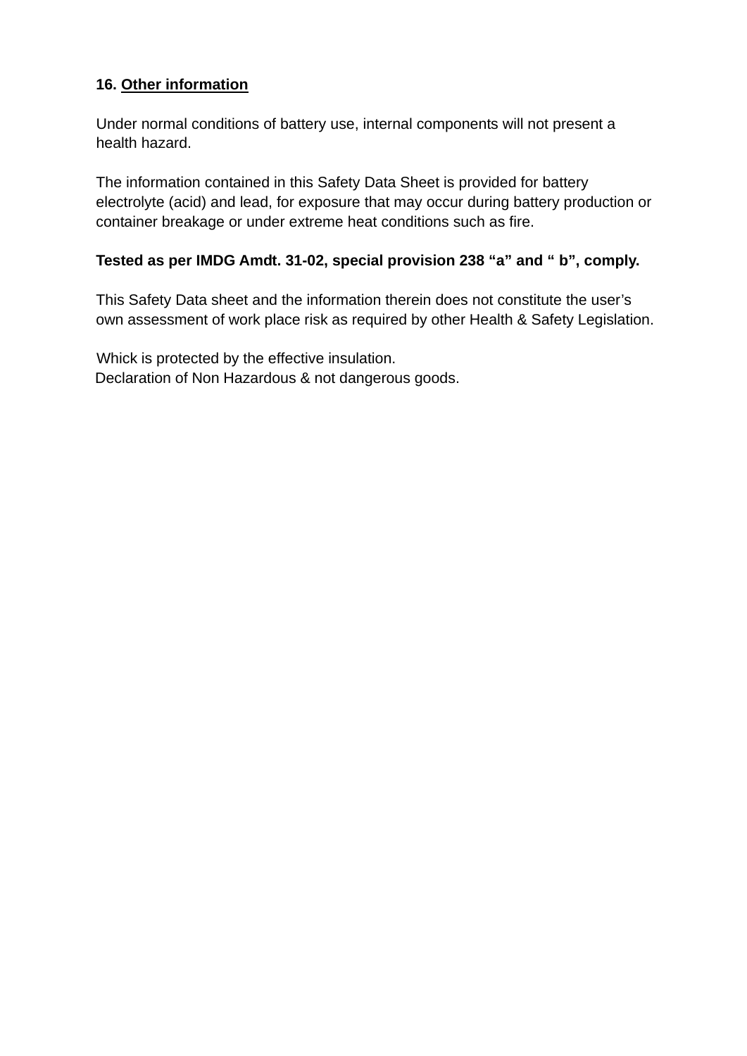## 16. Other information

Under normal conditions of battery use, internal components will not present a health hazard.

The information contained in this Safety Data Sheet is provided for battery electrolyte (acid) and lead, for exposure that may occur during battery production or container breakage or under extreme heat conditions such as fire.

**Tested as per IMDG Amdt. 31-02, special provision 238 “a” and “ b”, comply.**

This Safety Data sheet and the information therein does not constitute the user’s own assessment of work place risk as required by other Health & Safety Legislation.

Whick is protected by the effective insulation.
Declaration of Non Hazardous & not dangerous goods.